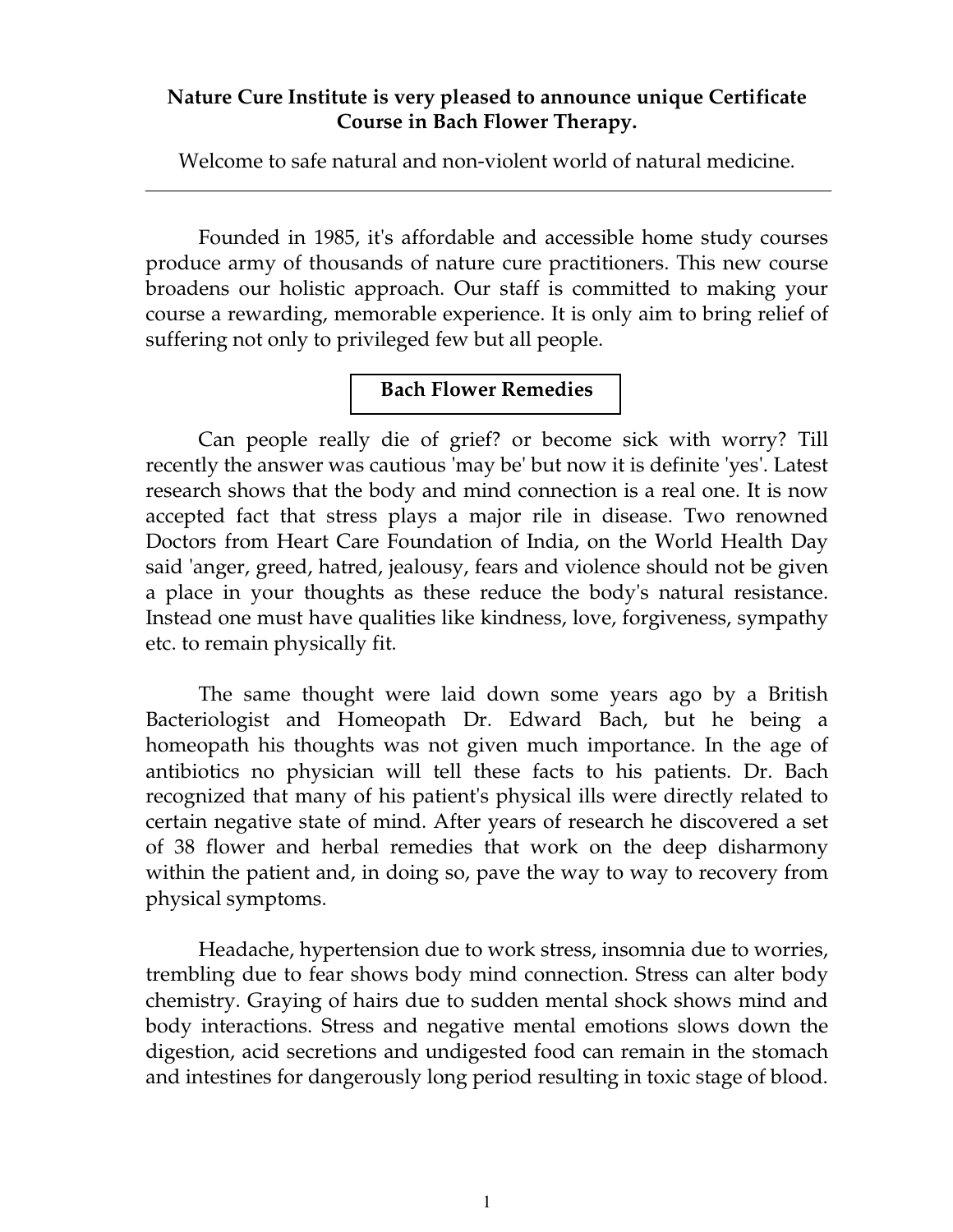**Nature Cure Institute is very pleased to announce unique Certificate Course in Bach Flower Therapy.**

Welcome to safe natural and non-violent world of natural medicine.

---

Founded in 1985, it's affordable and accessible home study courses produce army of thousands of nature cure practitioners. This new course broadens our holistic approach. Our staff is committed to making your course a rewarding, memorable experience. It is only aim to bring relief of suffering not only to privileged few but all people.

## Bach Flower Remedies

Can people really die of grief? or become sick with worry? Till recently the answer was cautious 'may be' but now it is definite 'yes'. Latest research shows that the body and mind connection is a real one. It is now accepted fact that stress plays a major rile in disease. Two renowned Doctors from Heart Care Foundation of India, on the World Health Day said 'anger, greed, hatred, jealousy, fears and violence should not be given a place in your thoughts as these reduce the body's natural resistance. Instead one must have qualities like kindness, love, forgiveness, sympathy etc. to remain physically fit.

The same thought were laid down some years ago by a British Bacteriologist and Homeopath Dr. Edward Bach, but he being a homeopath his thoughts was not given much importance. In the age of antibiotics no physician will tell these facts to his patients. Dr. Bach recognized that many of his patient's physical ills were directly related to certain negative state of mind. After years of research he discovered a set of 38 flower and herbal remedies that work on the deep disharmony within the patient and, in doing so, pave the way to way to recovery from physical symptoms.

Headache, hypertension due to work stress, insomnia due to worries, trembling due to fear shows body mind connection. Stress can alter body chemistry. Graying of hairs due to sudden mental shock shows mind and body interactions. Stress and negative mental emotions slows down the digestion, acid secretions and undigested food can remain in the stomach and intestines for dangerously long period resulting in toxic stage of blood.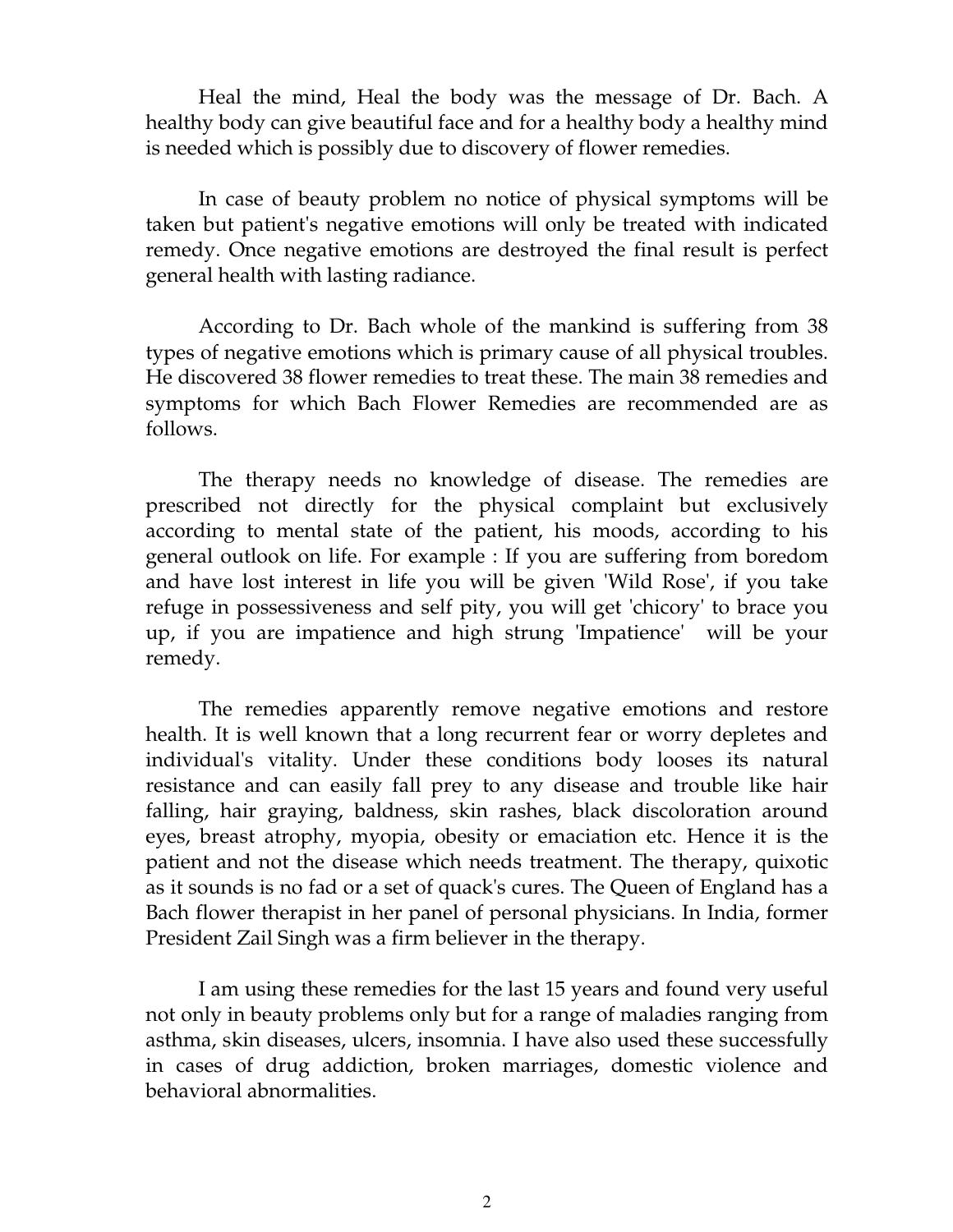Heal the mind, Heal the body was the message of Dr. Bach. A healthy body can give beautiful face and for a healthy body a healthy mind is needed which is possibly due to discovery of flower remedies.

In case of beauty problem no notice of physical symptoms will be taken but patient's negative emotions will only be treated with indicated remedy. Once negative emotions are destroyed the final result is perfect general health with lasting radiance.

According to Dr. Bach whole of the mankind is suffering from 38 types of negative emotions which is primary cause of all physical troubles. He discovered 38 flower remedies to treat these. The main 38 remedies and symptoms for which Bach Flower Remedies are recommended are as follows.

The therapy needs no knowledge of disease. The remedies are prescribed not directly for the physical complaint but exclusively according to mental state of the patient, his moods, according to his general outlook on life. For example : If you are suffering from boredom and have lost interest in life you will be given 'Wild Rose', if you take refuge in possessiveness and self pity, you will get 'chicory' to brace you up, if you are impatience and high strung 'Impatience' will be your remedy.

The remedies apparently remove negative emotions and restore health. It is well known that a long recurrent fear or worry depletes and individual's vitality. Under these conditions body looses its natural resistance and can easily fall prey to any disease and trouble like hair falling, hair graying, baldness, skin rashes, black discoloration around eyes, breast atrophy, myopia, obesity or emaciation etc. Hence it is the patient and not the disease which needs treatment. The therapy, quixotic as it sounds is no fad or a set of quack's cures. The Queen of England has a Bach flower therapist in her panel of personal physicians. In India, former President Zail Singh was a firm believer in the therapy.

I am using these remedies for the last 15 years and found very useful not only in beauty problems only but for a range of maladies ranging from asthma, skin diseases, ulcers, insomnia. I have also used these successfully in cases of drug addiction, broken marriages, domestic violence and behavioral abnormalities.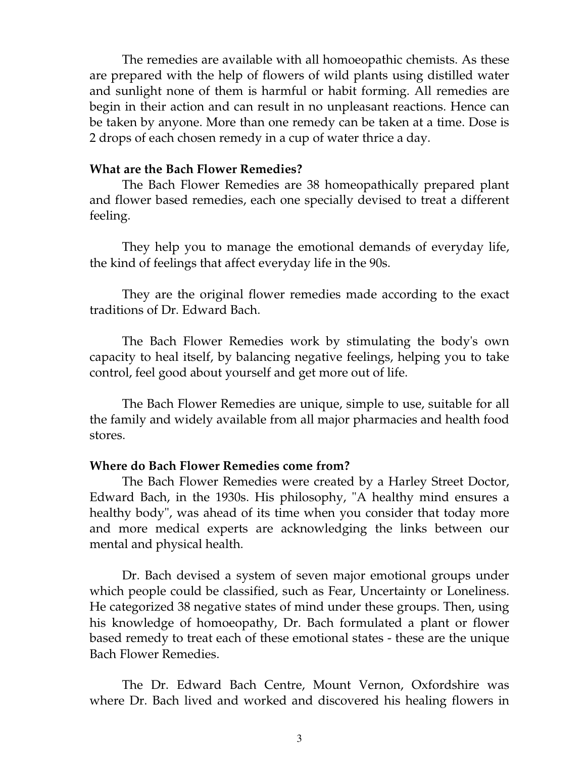The remedies are available with all homoeopathic chemists. As these are prepared with the help of flowers of wild plants using distilled water and sunlight none of them is harmful or habit forming. All remedies are begin in their action and can result in no unpleasant reactions. Hence can be taken by anyone. More than one remedy can be taken at a time. Dose is 2 drops of each chosen remedy in a cup of water thrice a day.

**What are the Bach Flower Remedies?**

The Bach Flower Remedies are 38 homeopathically prepared plant and flower based remedies, each one specially devised to treat a different feeling.

They help you to manage the emotional demands of everyday life, the kind of feelings that affect everyday life in the 90s.

They are the original flower remedies made according to the exact traditions of Dr. Edward Bach.

The Bach Flower Remedies work by stimulating the body's own capacity to heal itself, by balancing negative feelings, helping you to take control, feel good about yourself and get more out of life.

The Bach Flower Remedies are unique, simple to use, suitable for all the family and widely available from all major pharmacies and health food stores.

**Where do Bach Flower Remedies come from?**

The Bach Flower Remedies were created by a Harley Street Doctor, Edward Bach, in the 1930s. His philosophy, "A healthy mind ensures a healthy body", was ahead of its time when you consider that today more and more medical experts are acknowledging the links between our mental and physical health.

Dr. Bach devised a system of seven major emotional groups under which people could be classified, such as Fear, Uncertainty or Loneliness. He categorized 38 negative states of mind under these groups. Then, using his knowledge of homoeopathy, Dr. Bach formulated a plant or flower based remedy to treat each of these emotional states - these are the unique Bach Flower Remedies.

The Dr. Edward Bach Centre, Mount Vernon, Oxfordshire was where Dr. Bach lived and worked and discovered his healing flowers in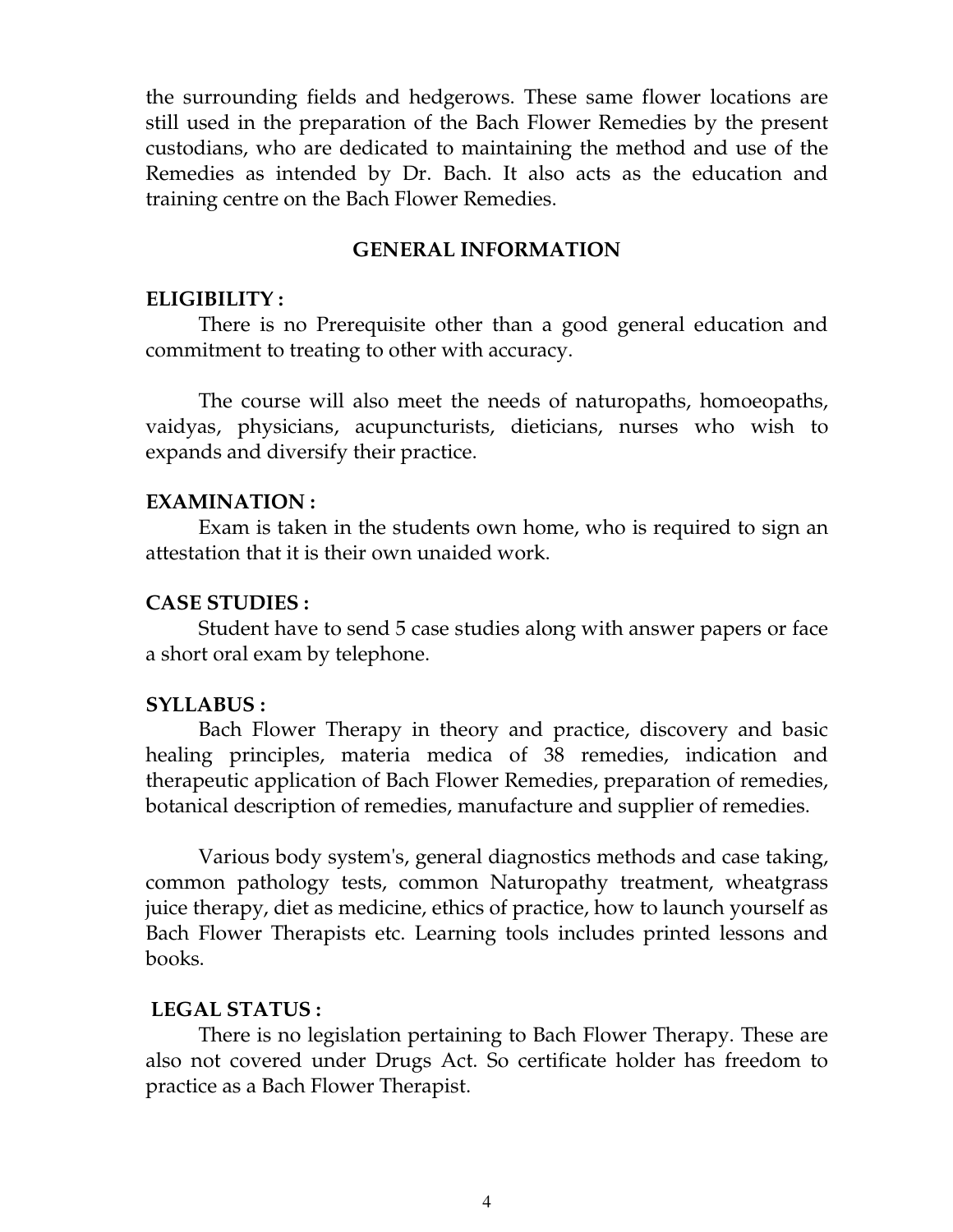the surrounding fields and hedgerows. These same flower locations are still used in the preparation of the Bach Flower Remedies by the present custodians, who are dedicated to maintaining the method and use of the Remedies as intended by Dr. Bach. It also acts as the education and training centre on the Bach Flower Remedies.

## GENERAL INFORMATION

**ELIGIBILITY :**

There is no Prerequisite other than a good general education and commitment to treating to other with accuracy.

The course will also meet the needs of naturopaths, homoeopaths, vaidyas, physicians, acupuncturists, dieticians, nurses who wish to expands and diversify their practice.

**EXAMINATION :**

Exam is taken in the students own home, who is required to sign an attestation that it is their own unaided work.

**CASE STUDIES :**

Student have to send 5 case studies along with answer papers or face a short oral exam by telephone.

**SYLLABUS :**

Bach Flower Therapy in theory and practice, discovery and basic healing principles, materia medica of 38 remedies, indication and therapeutic application of Bach Flower Remedies, preparation of remedies, botanical description of remedies, manufacture and supplier of remedies.

Various body system's, general diagnostics methods and case taking, common pathology tests, common Naturopathy treatment, wheatgrass juice therapy, diet as medicine, ethics of practice, how to launch yourself as Bach Flower Therapists etc. Learning tools includes printed lessons and books.

**LEGAL STATUS :**

There is no legislation pertaining to Bach Flower Therapy. These are also not covered under Drugs Act. So certificate holder has freedom to practice as a Bach Flower Therapist.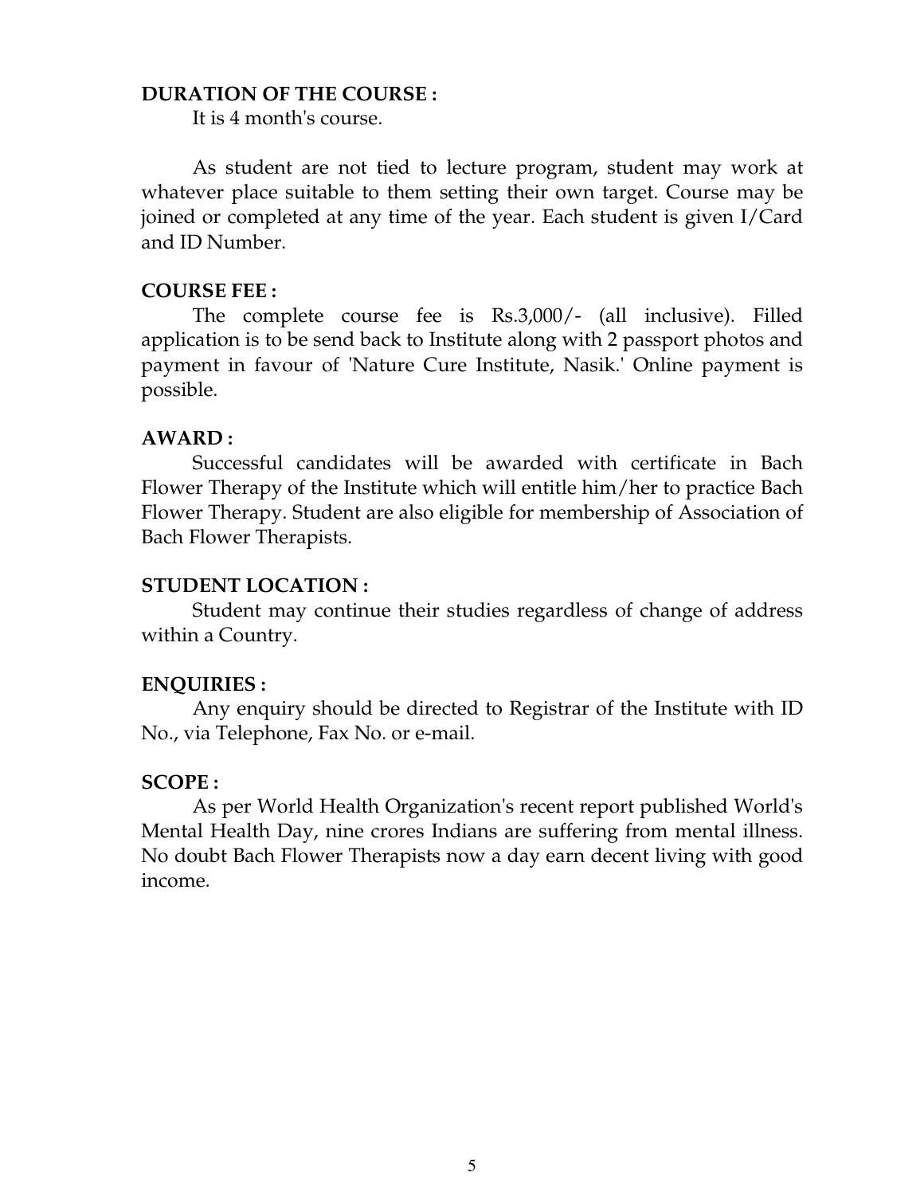**DURATION OF THE COURSE :**

It is 4 month's course.

As student are not tied to lecture program, student may work at whatever place suitable to them setting their own target. Course may be joined or completed at any time of the year. Each student is given I/Card and ID Number.

**COURSE FEE :**

The complete course fee is Rs.3,000/- (all inclusive). Filled application is to be send back to Institute along with 2 passport photos and payment in favour of 'Nature Cure Institute, Nasik.' Online payment is possible.

**AWARD :**

Successful candidates will be awarded with certificate in Bach Flower Therapy of the Institute which will entitle him/her to practice Bach Flower Therapy. Student are also eligible for membership of Association of Bach Flower Therapists.

**STUDENT LOCATION :**

Student may continue their studies regardless of change of address within a Country.

**ENQUIRIES :**

Any enquiry should be directed to Registrar of the Institute with ID No., via Telephone, Fax No. or e-mail.

**SCOPE :**

As per World Health Organization's recent report published World's Mental Health Day, nine crores Indians are suffering from mental illness. No doubt Bach Flower Therapists now a day earn decent living with good income.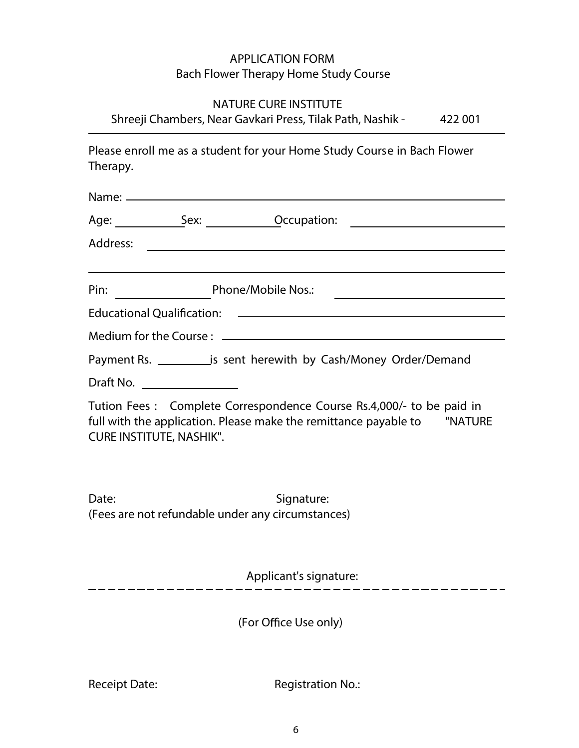# APPLICATION FORM

## Bach Flower Therapy Home Study Course

### NATURE CURE INSTITUTE

Shreeji Chambers, Near Gavkari Press, Tilak Path, Nashik - 422 001

---

Please enroll me as a student for your Home Study Course in Bach Flower Therapy.

Name: ____________________________________________

Age: __________ Sex: __________ Occupation: ____________________

Address: ____________________________________________

____________________________________________

Pin: ______________ Phone/Mobile Nos.: ____________________

Educational Qualification: ____________________________________

Medium for the Course : ____________________________________

Payment Rs. ________ is sent herewith by Cash/Money Order/Demand

Draft No. ______________

Tution Fees : Complete Correspondence Course Rs.4,000/- to be paid in full with the application. Please make the remittance payable to "NATURE CURE INSTITUTE, NASHIK".

Date: Signature:

(Fees are not refundable under any circumstances)

Applicant's signature:

- - - - - - - - - - - - - - - - - - - - - - - - - - - - - - - - - - - - - - - - - - - - - - -

(For Office Use only)

Receipt Date: Registration No.: